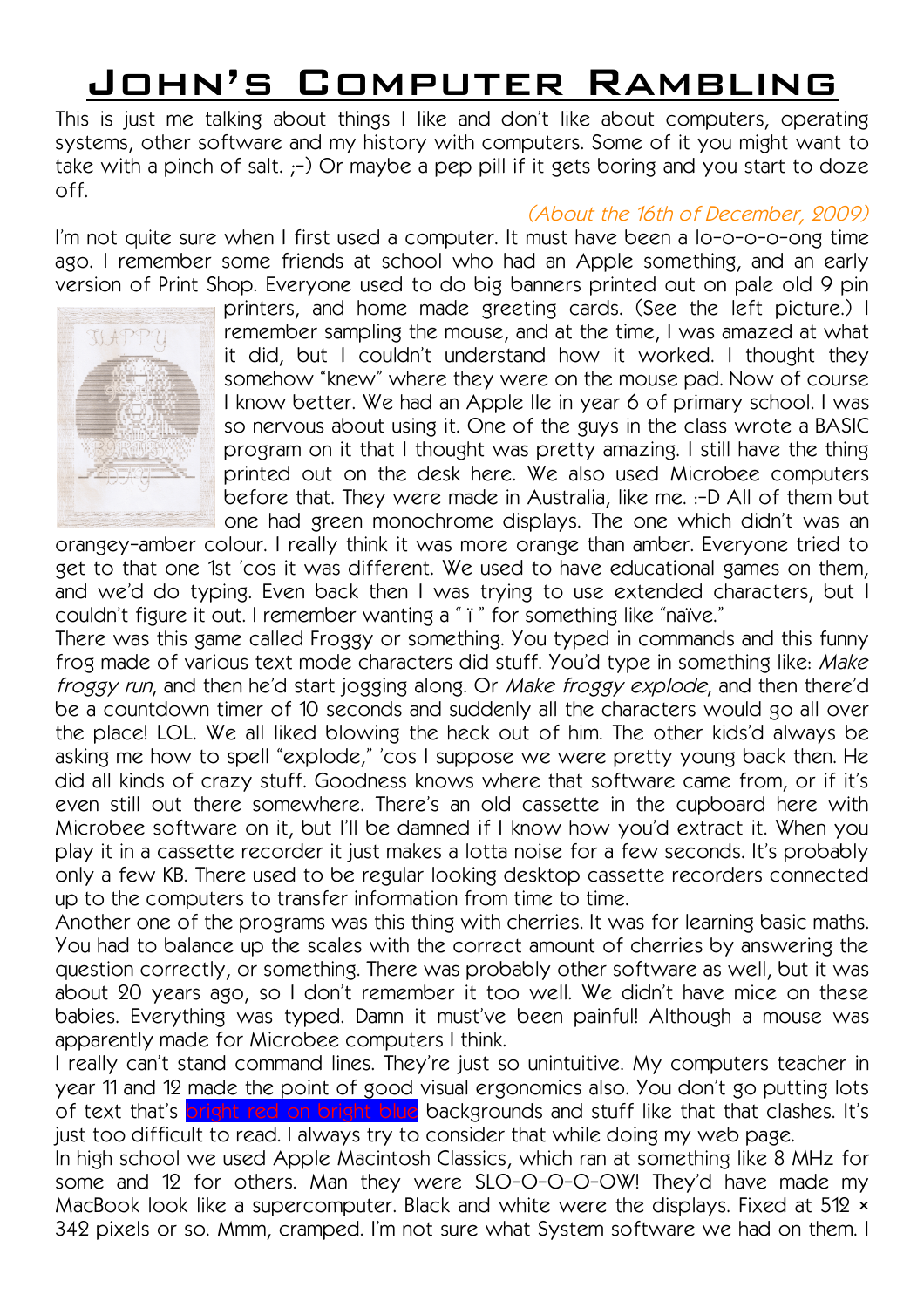# John's Computer Rambling

This is just me talking about things I like and don't like about computers, operating systems, other software and my history with computers. Some of it you might want to take with a pinch of salt. ;-) Or maybe a pep pill if it gets boring and you start to doze off.

*(About the 16th of December, 2009)*

I'm not quite sure when I first used a computer. It must have been a lo-o-o-ong time ago. I remember some friends at school who had an Apple something, and an early version of Print Shop. Everyone used to do big banners printed out on pale old 9 pin printers, and home made greeting cards. (See the left picture.) I remember sampling the mouse, and at the time, I was amazed at what it did, but I couldn't understand how it worked. I thought they somehow "knew" where they were on the mouse pad. Now of course I know better. We had an Apple IIe in year 6 of primary school. I was so nervous about using it. One of the guys in the class wrote a BASIC program on it that I thought was pretty amazing. I still have the thing printed out on the desk here. We also used Microbee computers before that. They were made in Australia, like me. :-D All of them but one had green monochrome displays. The one which didn't was an orangey-amber colour. I really think it was more orange than amber. Everyone tried to get to that one 1st 'cos it was different. We used to have educational games on them, and we'd do typing. Even back then I was trying to use extended characters, but I couldn't figure it out. I remember wanting a " ï " for something like "naïve."

There was this game called Froggy or something. You typed in commands and this funny frog made of various text mode characters did stuff. You'd type in something like: *Make froggy run*, and then he'd start jogging along. Or *Make froggy explode*, and then there'd be a countdown timer of 10 seconds and suddenly all the characters would go all over the place! LOL. We all liked blowing the heck out of him. The other kids'd always be asking me how to spell "explode," 'cos I suppose we were pretty young back then. He did all kinds of crazy stuff. Goodness knows where that software came from, or if it's even still out there somewhere. There's an old cassette in the cupboard here with Microbee software on it, but I'll be damned if I know how you'd extract it. When you play it in a cassette recorder it just makes a lotta noise for a few seconds. It's probably only a few KB. There used to be regular looking desktop cassette recorders connected up to the computers to transfer information from time to time.

Another one of the programs was this thing with cherries. It was for learning basic maths. You had to balance up the scales with the correct amount of cherries by answering the question correctly, or something. There was probably other software as well, but it was about 20 years ago, so I don't remember it too well. We didn't have mice on these babies. Everything was typed. Damn it must've been painful! Although a mouse was apparently made for Microbee computers I think.

I really can't stand command lines. They're just so unintuitive. My computers teacher in year 11 and 12 made the point of good visual ergonomics also. You don't go putting lots of text that's bright red on bright blue backgrounds and stuff like that that clashes. It's just too difficult to read. I always try to consider that while doing my web page.

In high school we used Apple Macintosh Classics, which ran at something like 8 MHz for some and 12 for others. Man they were SLO-O-O-O-OW! They'd have made my MacBook look like a supercomputer. Black and white were the displays. Fixed at 512 × 342 pixels or so. Mmm, cramped. I'm not sure what System software we had on them. I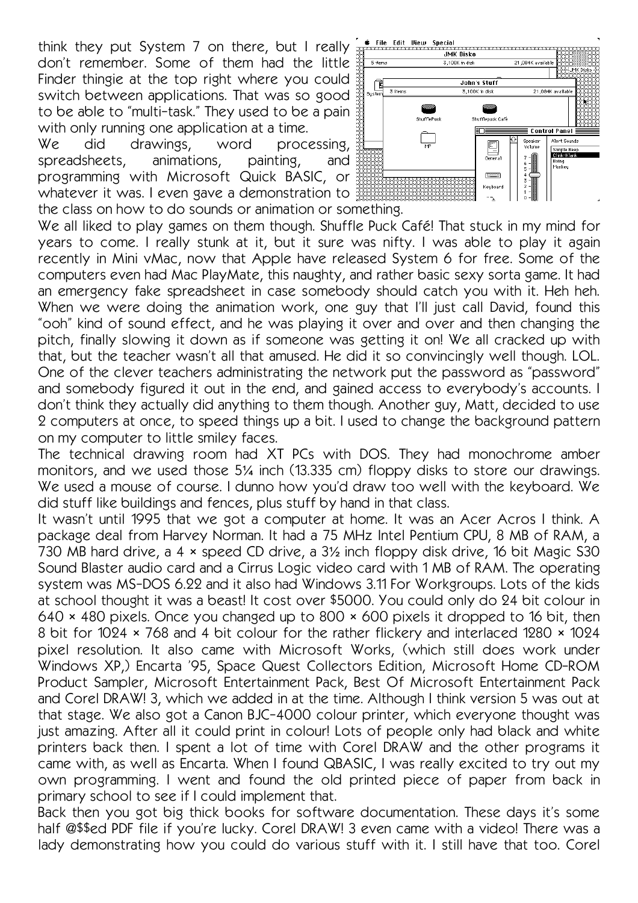think they put System 7 on there, but I really don't remember. Some of them had the little Finder thingie at the top right where you could switch between applications. That was so good to be able to "multi-task." They used to be a pain with only running one application at a time.

We did drawings, word processing, spreadsheets, animations, painting, and programming with Microsoft Quick BASIC, or whatever it was. I even gave a demonstration to the class on how to do sounds or animation or something.

We all liked to play games on them though. Shuffle Puck Café! That stuck in my mind for years to come. I really stunk at it, but it sure was nifty. I was able to play it again recently in Mini vMac, now that Apple have released System 6 for free. Some of the computers even had Mac PlayMate, this naughty, and rather basic sexy sorta game. It had an emergency fake spreadsheet in case somebody should catch you with it. Heh heh. When we were doing the animation work, one guy that I'll just call David, found this "ooh" kind of sound effect, and he was playing it over and over and then changing the pitch, finally slowing it down as if someone was getting it on! We all cracked up with that, but the teacher wasn't all that amused. He did it so convincingly well though. LOL. One of the clever teachers administrating the network put the password as "password" and somebody figured it out in the end, and gained access to everybody's accounts. I don't think they actually did anything to them though. Another guy, Matt, decided to use 2 computers at once, to speed things up a bit. I used to change the background pattern on my computer to little smiley faces.

The technical drawing room had XT PCs with DOS. They had monochrome amber monitors, and we used those 5¼ inch (13.335 cm) floppy disks to store our drawings. We used a mouse of course. I dunno how you'd draw too well with the keyboard. We did stuff like buildings and fences, plus stuff by hand in that class.

It wasn't until 1995 that we got a computer at home. It was an Acer Acros I think. A package deal from Harvey Norman. It had a 75 MHz Intel Pentium CPU, 8 MB of RAM, a 730 MB hard drive, a 4 × speed CD drive, a 3½ inch floppy disk drive, 16 bit Magic S30 Sound Blaster audio card and a Cirrus Logic video card with 1 MB of RAM. The operating system was MS-DOS 6.22 and it also had Windows 3.11 For Workgroups. Lots of the kids at school thought it was a beast! It cost over $5000. You could only do 24 bit colour in 640 × 480 pixels. Once you changed up to 800 × 600 pixels it dropped to 16 bit, then 8 bit for 1024 × 768 and 4 bit colour for the rather flickery and interlaced 1280 × 1024 pixel resolution. It also came with Microsoft Works, (which still does work under Windows XP,) Encarta '95, Space Quest Collectors Edition, Microsoft Home CD-ROM Product Sampler, Microsoft Entertainment Pack, Best Of Microsoft Entertainment Pack and Corel DRAW! 3, which we added in at the time. Although I think version 5 was out at that stage. We also got a Canon BJC-4000 colour printer, which everyone thought was just amazing. After all it could print in colour! Lots of people only had black and white printers back then. I spent a lot of time with Corel DRAW and the other programs it came with, as well as Encarta. When I found QBASIC, I was really excited to try out my own programming. I went and found the old printed piece of paper from back in primary school to see if I could implement that.

Back then you got big thick books for software documentation. These days it's some half @$$ed PDF file if you're lucky. Corel DRAW! 3 even came with a video! There was a lady demonstrating how you could do various stuff with it. I still have that too. Corel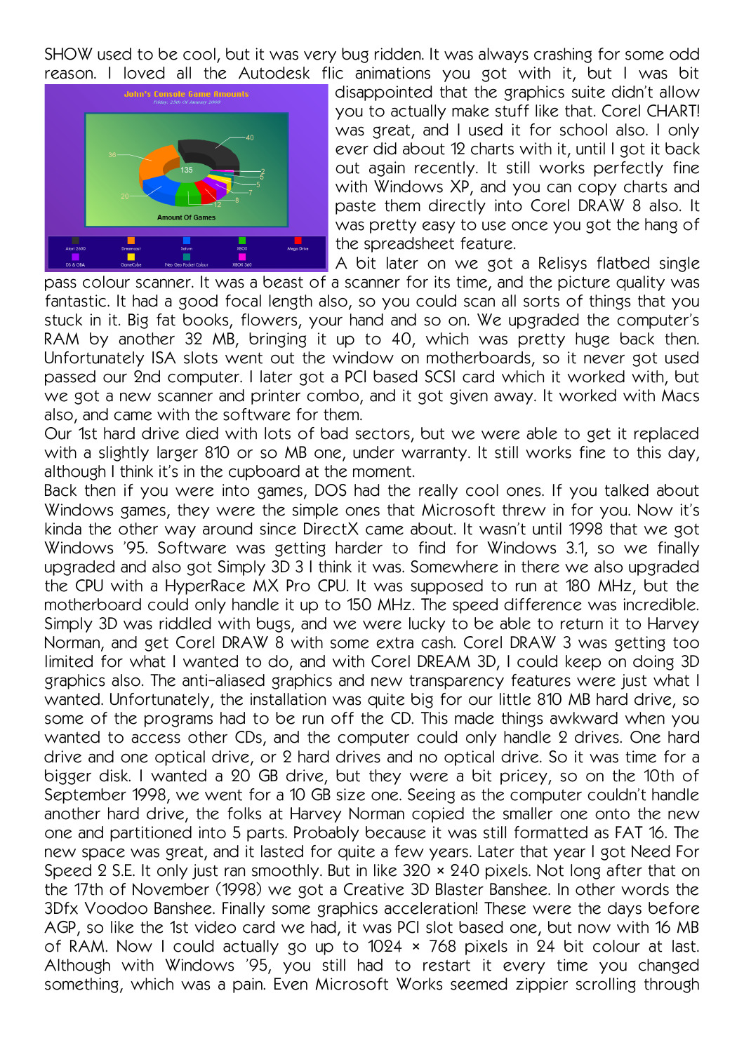SHOW used to be cool, but it was very bug ridden. It was always crashing for some odd reason. I loved all the Autodesk flic animations you got with it, but I was bit disappointed that the graphics suite didn't allow you to actually make stuff like that. Corel CHART! was great, and I used it for school also. I only ever did about 12 charts with it, until I got it back out again recently. It still works perfectly fine with Windows XP, and you can copy charts and paste them directly into Corel DRAW 8 also. It was pretty easy to use once you got the hang of the spreadsheet feature.

A bit later on we got a Relisys flatbed single pass colour scanner. It was a beast of a scanner for its time, and the picture quality was fantastic. It had a good focal length also, so you could scan all sorts of things that you stuck in it. Big fat books, flowers, your hand and so on. We upgraded the computer's RAM by another 32 MB, bringing it up to 40, which was pretty huge back then. Unfortunately ISA slots went out the window on motherboards, so it never got used passed our 2nd computer. I later got a PCI based SCSI card which it worked with, but we got a new scanner and printer combo, and it got given away. It worked with Macs also, and came with the software for them.

Our 1st hard drive died with lots of bad sectors, but we were able to get it replaced with a slightly larger 810 or so MB one, under warranty. It still works fine to this day, although I think it's in the cupboard at the moment.

Back then if you were into games, DOS had the really cool ones. If you talked about Windows games, they were the simple ones that Microsoft threw in for you. Now it's kinda the other way around since DirectX came about. It wasn't until 1998 that we got Windows '95. Software was getting harder to find for Windows 3.1, so we finally upgraded and also got Simply 3D 3 I think it was. Somewhere in there we also upgraded the CPU with a HyperRace MX Pro CPU. It was supposed to run at 180 MHz, but the motherboard could only handle it up to 150 MHz. The speed difference was incredible. Simply 3D was riddled with bugs, and we were lucky to be able to return it to Harvey Norman, and get Corel DRAW 8 with some extra cash. Corel DRAW 3 was getting too limited for what I wanted to do, and with Corel DREAM 3D, I could keep on doing 3D graphics also. The anti-aliased graphics and new transparency features were just what I wanted. Unfortunately, the installation was quite big for our little 810 MB hard drive, so some of the programs had to be run off the CD. This made things awkward when you wanted to access other CDs, and the computer could only handle 2 drives. One hard drive and one optical drive, or 2 hard drives and no optical drive. So it was time for a bigger disk. I wanted a 20 GB drive, but they were a bit pricey, so on the 10th of September 1998, we went for a 10 GB size one. Seeing as the computer couldn't handle another hard drive, the folks at Harvey Norman copied the smaller one onto the new one and partitioned into 5 parts. Probably because it was still formatted as FAT 16. The new space was great, and it lasted for quite a few years. Later that year I got Need For Speed 2 S.E. It only just ran smoothly. But in like 320 × 240 pixels. Not long after that on the 17th of November (1998) we got a Creative 3D Blaster Banshee. In other words the 3Dfx Voodoo Banshee. Finally some graphics acceleration! These were the days before AGP, so like the 1st video card we had, it was PCI slot based one, but now with 16 MB of RAM. Now I could actually go up to 1024 × 768 pixels in 24 bit colour at last. Although with Windows '95, you still had to restart it every time you changed something, which was a pain. Even Microsoft Works seemed zippier scrolling through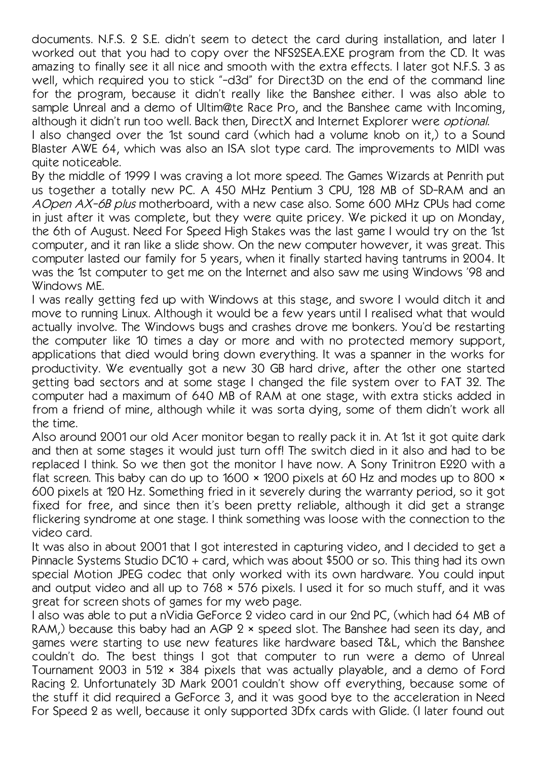documents. N.F.S. 2 S.E. didn't seem to detect the card during installation, and later I worked out that you had to copy over the NFS2SEA.EXE program from the CD. It was amazing to finally see it all nice and smooth with the extra effects. I later got N.F.S. 3 as well, which required you to stick "-d3d" for Direct3D on the end of the command line for the program, because it didn't really like the Banshee either. I was also able to sample Unreal and a demo of Ultim@te Race Pro, and the Banshee came with Incoming, although it didn't run too well. Back then, DirectX and Internet Explorer were *optional*.

I also changed over the 1st sound card (which had a volume knob on it,) to a Sound Blaster AWE 64, which was also an ISA slot type card. The improvements to MIDI was quite noticeable.

By the middle of 1999 I was craving a lot more speed. The Games Wizards at Penrith put us together a totally new PC. A 450 MHz Pentium 3 CPU, 128 MB of SD-RAM and an *AOpen AX-6B plus* motherboard, with a new case also. Some 600 MHz CPUs had come in just after it was complete, but they were quite pricey. We picked it up on Monday, the 6th of August. Need For Speed High Stakes was the last game I would try on the 1st computer, and it ran like a slide show. On the new computer however, it was great. This computer lasted our family for 5 years, when it finally started having tantrums in 2004. It was the 1st computer to get me on the Internet and also saw me using Windows '98 and Windows ME.

I was really getting fed up with Windows at this stage, and swore I would ditch it and move to running Linux. Although it would be a few years until I realised what that would actually involve. The Windows bugs and crashes drove me bonkers. You'd be restarting the computer like 10 times a day or more and with no protected memory support, applications that died would bring down everything. It was a spanner in the works for productivity. We eventually got a new 30 GB hard drive, after the other one started getting bad sectors and at some stage I changed the file system over to FAT 32. The computer had a maximum of 640 MB of RAM at one stage, with extra sticks added in from a friend of mine, although while it was sorta dying, some of them didn't work all the time.

Also around 2001 our old Acer monitor began to really pack it in. At 1st it got quite dark and then at some stages it would just turn off! The switch died in it also and had to be replaced I think. So we then got the monitor I have now. A Sony Trinitron E220 with a flat screen. This baby can do up to 1600 × 1200 pixels at 60 Hz and modes up to 800 × 600 pixels at 120 Hz. Something fried in it severely during the warranty period, so it got fixed for free, and since then it's been pretty reliable, although it did get a strange flickering syndrome at one stage. I think something was loose with the connection to the video card.

It was also in about 2001 that I got interested in capturing video, and I decided to get a Pinnacle Systems Studio DC10 + card, which was about $500 or so. This thing had its own special Motion JPEG codec that only worked with its own hardware. You could input and output video and all up to 768 × 576 pixels. I used it for so much stuff, and it was great for screen shots of games for my web page.

I also was able to put a nVidia GeForce 2 video card in our 2nd PC, (which had 64 MB of RAM,) because this baby had an AGP 2 × speed slot. The Banshee had seen its day, and games were starting to use new features like hardware based T&L, which the Banshee couldn't do. The best things I got that computer to run were a demo of Unreal Tournament 2003 in 512 × 384 pixels that was actually playable, and a demo of Ford Racing 2. Unfortunately 3D Mark 2001 couldn't show off everything, because some of the stuff it did required a GeForce 3, and it was good bye to the acceleration in Need For Speed 2 as well, because it only supported 3Dfx cards with Glide. (I later found out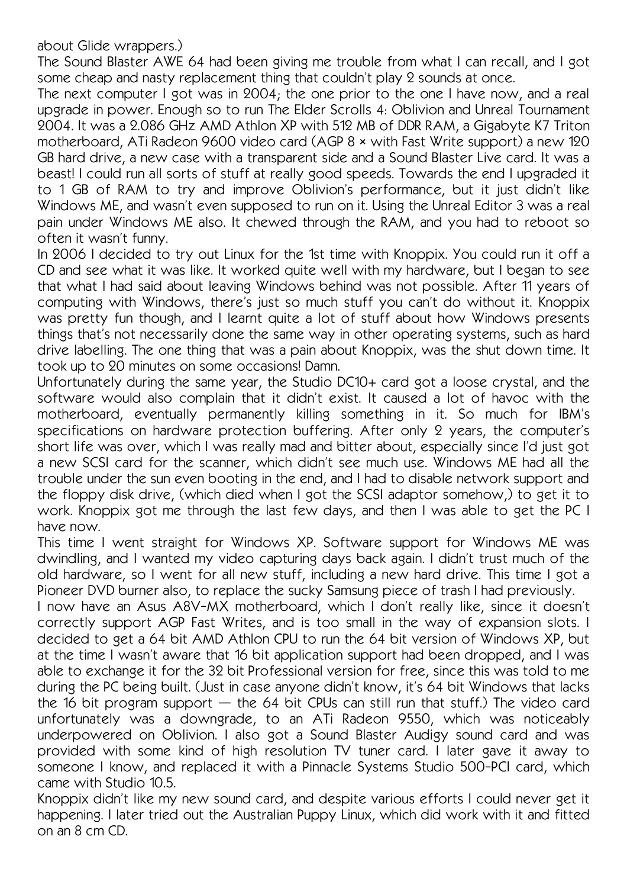about Glide wrappers.)

The Sound Blaster AWE 64 had been giving me trouble from what I can recall, and I got some cheap and nasty replacement thing that couldn't play 2 sounds at once.

The next computer I got was in 2004; the one prior to the one I have now, and a real upgrade in power. Enough so to run The Elder Scrolls 4: Oblivion and Unreal Tournament 2004. It was a 2.086 GHz AMD Athlon XP with 512 MB of DDR RAM, a Gigabyte K7 Triton motherboard, ATi Radeon 9600 video card (AGP 8 × with Fast Write support) a new 120 GB hard drive, a new case with a transparent side and a Sound Blaster Live card. It was a beast! I could run all sorts of stuff at really good speeds. Towards the end I upgraded it to 1 GB of RAM to try and improve Oblivion's performance, but it just didn't like Windows ME, and wasn't even supposed to run on it. Using the Unreal Editor 3 was a real pain under Windows ME also. It chewed through the RAM, and you had to reboot so often it wasn't funny.

In 2006 I decided to try out Linux for the 1st time with Knoppix. You could run it off a CD and see what it was like. It worked quite well with my hardware, but I began to see that what I had said about leaving Windows behind was not possible. After 11 years of computing with Windows, there's just so much stuff you can't do without it. Knoppix was pretty fun though, and I learnt quite a lot of stuff about how Windows presents things that's not necessarily done the same way in other operating systems, such as hard drive labelling. The one thing that was a pain about Knoppix, was the shut down time. It took up to 20 minutes on some occasions! Damn.

Unfortunately during the same year, the Studio DC10+ card got a loose crystal, and the software would also complain that it didn't exist. It caused a lot of havoc with the motherboard, eventually permanently killing something in it. So much for IBM's specifications on hardware protection buffering. After only 2 years, the computer's short life was over, which I was really mad and bitter about, especially since I'd just got a new SCSI card for the scanner, which didn't see much use. Windows ME had all the trouble under the sun even booting in the end, and I had to disable network support and the floppy disk drive, (which died when I got the SCSI adaptor somehow,) to get it to work. Knoppix got me through the last few days, and then I was able to get the PC I have now.

This time I went straight for Windows XP. Software support for Windows ME was dwindling, and I wanted my video capturing days back again. I didn't trust much of the old hardware, so I went for all new stuff, including a new hard drive. This time I got a Pioneer DVD burner also, to replace the sucky Samsung piece of trash I had previously.

I now have an Asus A8V-MX motherboard, which I don't really like, since it doesn't correctly support AGP Fast Writes, and is too small in the way of expansion slots. I decided to get a 64 bit AMD Athlon CPU to run the 64 bit version of Windows XP, but at the time I wasn't aware that 16 bit application support had been dropped, and I was able to exchange it for the 32 bit Professional version for free, since this was told to me during the PC being built. (Just in case anyone didn't know, it's 64 bit Windows that lacks the 16 bit program support — the 64 bit CPUs can still run that stuff.) The video card unfortunately was a downgrade, to an ATi Radeon 9550, which was noticeably underpowered on Oblivion. I also got a Sound Blaster Audigy sound card and was provided with some kind of high resolution TV tuner card. I later gave it away to someone I know, and replaced it with a Pinnacle Systems Studio 500-PCI card, which came with Studio 10.5.

Knoppix didn't like my new sound card, and despite various efforts I could never get it happening. I later tried out the Australian Puppy Linux, which did work with it and fitted on an 8 cm CD.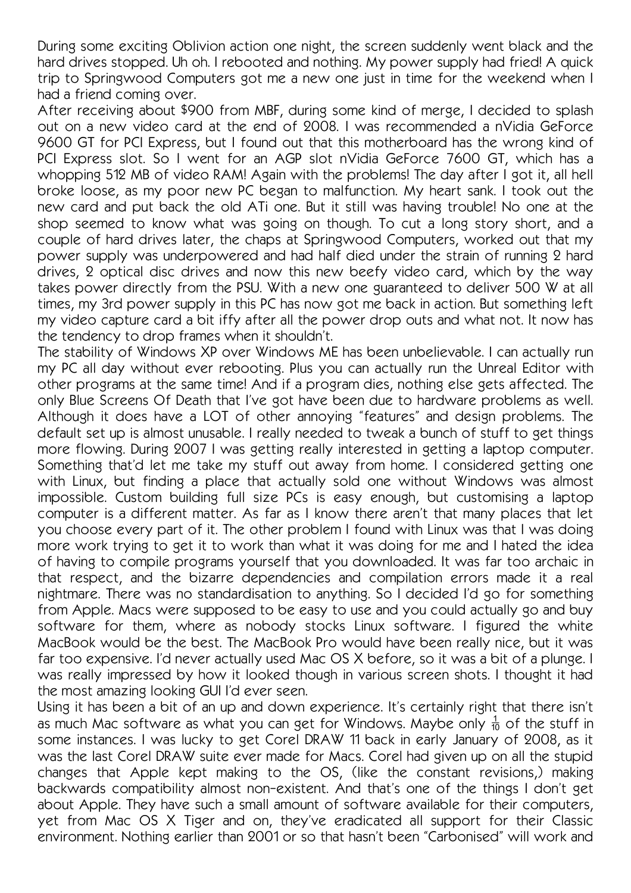During some exciting Oblivion action one night, the screen suddenly went black and the hard drives stopped. Uh oh. I rebooted and nothing. My power supply had fried! A quick trip to Springwood Computers got me a new one just in time for the weekend when I had a friend coming over.

After receiving about $900 from MBF, during some kind of merge, I decided to splash out on a new video card at the end of 2008. I was recommended a nVidia GeForce 9600 GT for PCI Express, but I found out that this motherboard has the wrong kind of PCI Express slot. So I went for an AGP slot nVidia GeForce 7600 GT, which has a whopping 512 MB of video RAM! Again with the problems! The day after I got it, all hell broke loose, as my poor new PC began to malfunction. My heart sank. I took out the new card and put back the old ATi one. But it still was having trouble! No one at the shop seemed to know what was going on though. To cut a long story short, and a couple of hard drives later, the chaps at Springwood Computers, worked out that my power supply was underpowered and had half died under the strain of running 2 hard drives, 2 optical disc drives and now this new beefy video card, which by the way takes power directly from the PSU. With a new one guaranteed to deliver 500 W at all times, my 3rd power supply in this PC has now got me back in action. But something left my video capture card a bit iffy after all the power drop outs and what not. It now has the tendency to drop frames when it shouldn't.

The stability of Windows XP over Windows ME has been unbelievable. I can actually run my PC all day without ever rebooting. Plus you can actually run the Unreal Editor with other programs at the same time! And if a program dies, nothing else gets affected. The only Blue Screens Of Death that I've got have been due to hardware problems as well. Although it does have a LOT of other annoying "features" and design problems. The default set up is almost unusable. I really needed to tweak a bunch of stuff to get things more flowing. During 2007 I was getting really interested in getting a laptop computer. Something that'd let me take my stuff out away from home. I considered getting one with Linux, but finding a place that actually sold one without Windows was almost impossible. Custom building full size PCs is easy enough, but customising a laptop computer is a different matter. As far as I know there aren't that many places that let you choose every part of it. The other problem I found with Linux was that I was doing more work trying to get it to work than what it was doing for me and I hated the idea of having to compile programs yourself that you downloaded. It was far too archaic in that respect, and the bizarre dependencies and compilation errors made it a real nightmare. There was no standardisation to anything. So I decided I'd go for something from Apple. Macs were supposed to be easy to use and you could actually go and buy software for them, where as nobody stocks Linux software. I figured the white MacBook would be the best. The MacBook Pro would have been really nice, but it was far too expensive. I'd never actually used Mac OS X before, so it was a bit of a plunge. I was really impressed by how it looked though in various screen shots. I thought it had the most amazing looking GUI I'd ever seen.

Using it has been a bit of an up and down experience. It's certainly right that there isn't as much Mac software as what you can get for Windows. Maybe only $\frac{1}{10}$ of the stuff in some instances. I was lucky to get Corel DRAW 11 back in early January of 2008, as it was the last Corel DRAW suite ever made for Macs. Corel had given up on all the stupid changes that Apple kept making to the OS, (like the constant revisions,) making backwards compatibility almost non-existent. And that's one of the things I don't get about Apple. They have such a small amount of software available for their computers, yet from Mac OS X Tiger and on, they've eradicated all support for their Classic environment. Nothing earlier than 2001 or so that hasn't been "Carbonised" will work and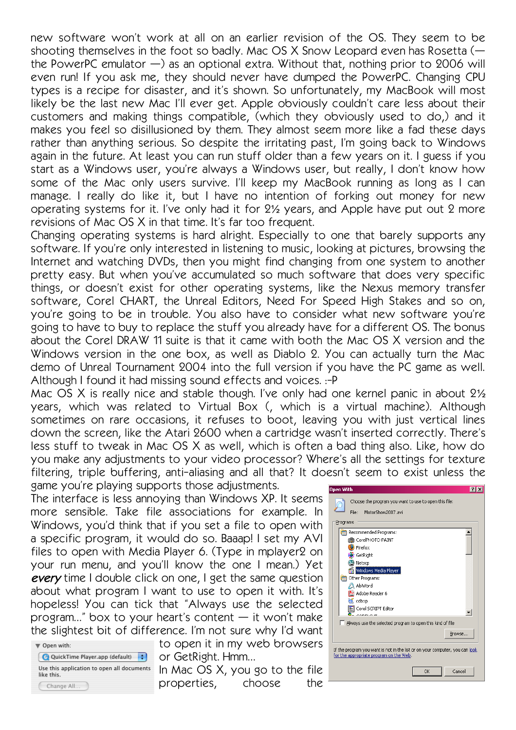new software won't work at all on an earlier revision of the OS. They seem to be shooting themselves in the foot so badly. Mac OS X Snow Leopard even has Rosetta (— the PowerPC emulator —) as an optional extra. Without that, nothing prior to 2006 will even run! If you ask me, they should never have dumped the PowerPC. Changing CPU types is a recipe for disaster, and it's shown. So unfortunately, my MacBook will most likely be the last new Mac I'll ever get. Apple obviously couldn't care less about their customers and making things compatible, (which they obviously used to do,) and it makes you feel so disillusioned by them. They almost seem more like a fad these days rather than anything serious. So despite the irritating past, I'm going back to Windows again in the future. At least you can run stuff older than a few years on it. I guess if you start as a Windows user, you're always a Windows user, but really, I don't know how some of the Mac only users survive. I'll keep my MacBook running as long as I can manage. I really do like it, but I have no intention of forking out money for new operating systems for it. I've only had it for 2½ years, and Apple have put out 2 more revisions of Mac OS X in that time. It's far too frequent.

Changing operating systems is hard alright. Especially to one that barely supports any software. If you're only interested in listening to music, looking at pictures, browsing the Internet and watching DVDs, then you might find changing from one system to another pretty easy. But when you've accumulated so much software that does very specific things, or doesn't exist for other operating systems, like the Nexus memory transfer software, Corel CHART, the Unreal Editors, Need For Speed High Stakes and so on, you're going to be in trouble. You also have to consider what new software you're going to have to buy to replace the stuff you already have for a different OS. The bonus about the Corel DRAW 11 suite is that it came with both the Mac OS X version and the Windows version in the one box, as well as Diablo 2. You can actually turn the Mac demo of Unreal Tournament 2004 into the full version if you have the PC game as well. Although I found it had missing sound effects and voices. :-P

Mac OS X is really nice and stable though. I've only had one kernel panic in about 2½ years, which was related to Virtual Box (, which is a virtual machine). Although sometimes on rare occasions, it refuses to boot, leaving you with just vertical lines down the screen, like the Atari 2600 when a cartridge wasn't inserted correctly. There's less stuff to tweak in Mac OS X as well, which is often a bad thing also. Like, how do you make any adjustments to your video processor? Where's all the settings for texture filtering, triple buffering, anti-aliasing and all that? It doesn't seem to exist unless the game you're playing supports those adjustments.

The interface is less annoying than Windows XP. It seems more sensible. Take file associations for example. In Windows, you'd think that if you set a file to open with a specific program, it would do so. Baaap! I set my AVI files to open with Media Player 6. (Type in mplayer2 on your run menu, and you'll know the one I mean.) Yet ***every*** time I double click on one, I get the same question about what program I want to use to open it with. It's hopeless! You can tick that "Always use the selected program..." box to your heart's content — it won't make the slightest bit of difference. I'm not sure why I'd want to open it in my web browsers or GetRight. Hmm...

In Mac OS X, you go to the file properties, choose the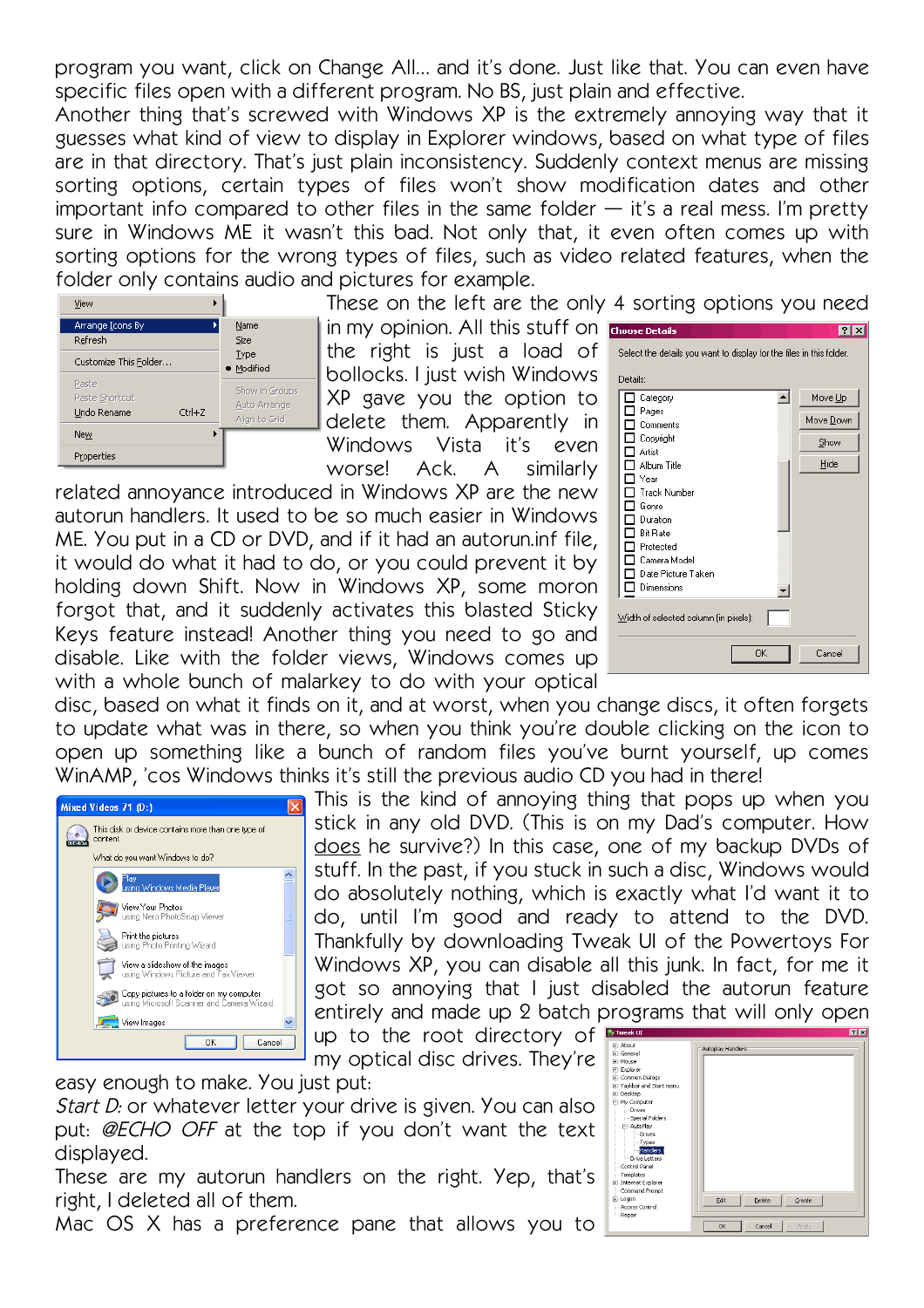program you want, click on Change All... and it's done. Just like that. You can even have specific files open with a different program. No BS, just plain and effective.

Another thing that's screwed with Windows XP is the extremely annoying way that it guesses what kind of view to display in Explorer windows, based on what type of files are in that directory. That's just plain inconsistency. Suddenly context menus are missing sorting options, certain types of files won't show modification dates and other important info compared to other files in the same folder — it's a real mess. I'm pretty sure in Windows ME it wasn't this bad. Not only that, it even often comes up with sorting options for the wrong types of files, such as video related features, when the folder only contains audio and pictures for example.

These on the left are the only 4 sorting options you need in my opinion. All this stuff on the right is just a load of bollocks. I just wish Windows XP gave you the option to delete them. Apparently in Windows Vista it's even worse! Ack. A similarly related annoyance introduced in Windows XP are the new autorun handlers. It used to be so much easier in Windows ME. You put in a CD or DVD, and if it had an autorun.inf file, it would do what it had to do, or you could prevent it by holding down Shift. Now in Windows XP, some moron forgot that, and it suddenly activates this blasted Sticky Keys feature instead! Another thing you need to go and disable. Like with the folder views, Windows comes up with a whole bunch of malarkey to do with your optical disc, based on what it finds on it, and at worst, when you change discs, it often forgets to update what was in there, so when you think you're double clicking on the icon to open up something like a bunch of random files you've burnt yourself, up comes WinAMP, 'cos Windows thinks it's still the previous audio CD you had in there!

This is the kind of annoying thing that pops up when you stick in any old DVD. (This is on my Dad's computer. How <u>does</u> he survive?) In this case, one of my backup DVDs of stuff. In the past, if you stuck in such a disc, Windows would do absolutely nothing, which is exactly what I'd want it to do, until I'm good and ready to attend to the DVD. Thankfully by downloading Tweak UI of the Powertoys For Windows XP, you can disable all this junk. In fact, for me it got so annoying that I just disabled the autorun feature entirely and made up 2 batch programs that will only open up to the root directory of my optical disc drives. They're easy enough to make. You just put:

*Start D:* or whatever letter your drive is given. You can also put: *@ECHO OFF* at the top if you don't want the text displayed.

These are my autorun handlers on the right. Yep, that's right, I deleted all of them.

Mac OS X has a preference pane that allows you to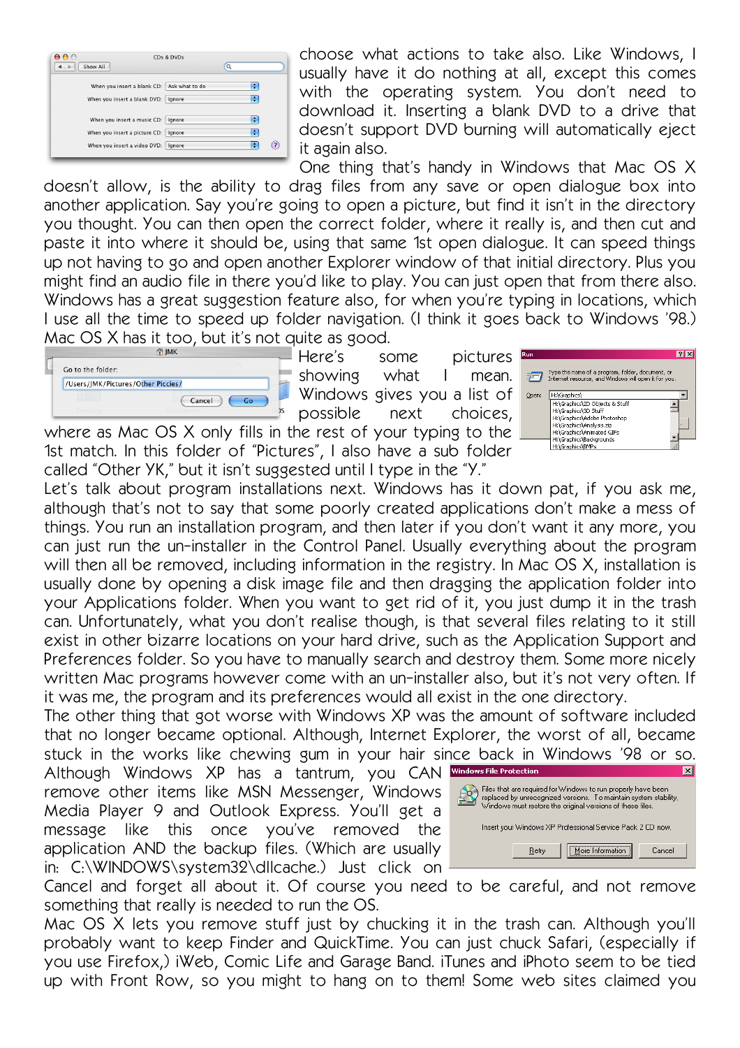choose what actions to take also. Like Windows, I usually have it do nothing at all, except this comes with the operating system. You don't need to download it. Inserting a blank DVD to a drive that doesn't support DVD burning will automatically eject it again also.

One thing that's handy in Windows that Mac OS X doesn't allow, is the ability to drag files from any save or open dialogue box into another application. Say you're going to open a picture, but find it isn't in the directory you thought. You can then open the correct folder, where it really is, and then cut and paste it into where it should be, using that same 1st open dialogue. It can speed things up not having to go and open another Explorer window of that initial directory. Plus you might find an audio file in there you'd like to play. You can just open that from there also. Windows has a great suggestion feature also, for when you're typing in locations, which I use all the time to speed up folder navigation. (I think it goes back to Windows '98.) Mac OS X has it too, but it's not quite as good.

Here's some pictures showing what I mean. Windows gives you a list of possible next choices, where as Mac OS X only fills in the rest of your typing to the 1st match. In this folder of "Pictures", I also have a sub folder called "Other YK," but it isn't suggested until I type in the "Y."

Let's talk about program installations next. Windows has it down pat, if you ask me, although that's not to say that some poorly created applications don't make a mess of things. You run an installation program, and then later if you don't want it any more, you can just run the un-installer in the Control Panel. Usually everything about the program will then all be removed, including information in the registry. In Mac OS X, installation is usually done by opening a disk image file and then dragging the application folder into your Applications folder. When you want to get rid of it, you just dump it in the trash can. Unfortunately, what you don't realise though, is that several files relating to it still exist in other bizarre locations on your hard drive, such as the Application Support and Preferences folder. So you have to manually search and destroy them. Some more nicely written Mac programs however come with an un-installer also, but it's not very often. If it was me, the program and its preferences would all exist in the one directory.

The other thing that got worse with Windows XP was the amount of software included that no longer became optional. Although, Internet Explorer, the worst of all, became stuck in the works like chewing gum in your hair since back in Windows '98 or so. Although Windows XP has a tantrum, you CAN remove other items like MSN Messenger, Windows Media Player 9 and Outlook Express. You'll get a message like this once you've removed the application AND the backup files. (Which are usually in: C:\WINDOWS\system32\dllcache.) Just click on Cancel and forget all about it. Of course you need to be careful, and not remove something that really is needed to run the OS.

Mac OS X lets you remove stuff just by chucking it in the trash can. Although you'll probably want to keep Finder and QuickTime. You can just chuck Safari, (especially if you use Firefox,) iWeb, Comic Life and Garage Band. iTunes and iPhoto seem to be tied up with Front Row, so you might to hang on to them! Some web sites claimed you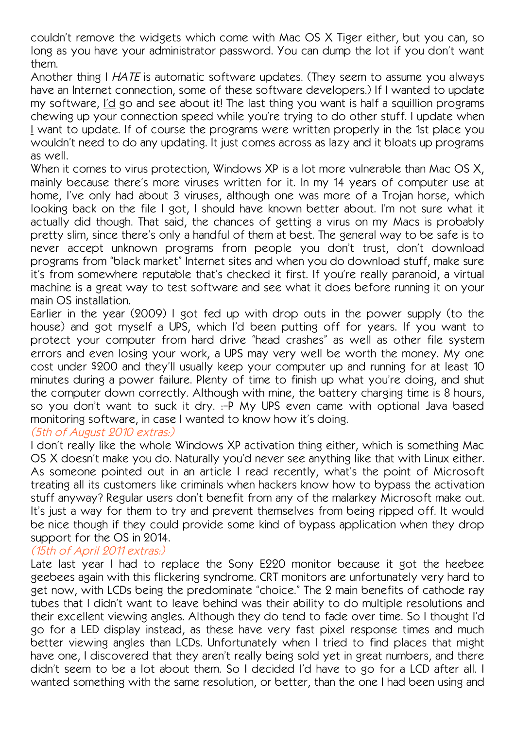couldn't remove the widgets which come with Mac OS X Tiger either, but you can, so long as you have your administrator password. You can dump the lot if you don't want them.

Another thing I *HATE* is automatic software updates. (They seem to assume you always have an Internet connection, some of these software developers.) If I wanted to update my software, <u>I'd</u> go and see about it! The last thing you want is half a squillion programs chewing up your connection speed while you're trying to do other stuff. I update when <u>I</u> want to update. If of course the programs were written properly in the 1st place you wouldn't need to do any updating. It just comes across as lazy and it bloats up programs as well.

When it comes to virus protection, Windows XP is a lot more vulnerable than Mac OS X, mainly because there's more viruses written for it. In my 14 years of computer use at home, I've only had about 3 viruses, although one was more of a Trojan horse, which looking back on the file I got, I should have known better about. I'm not sure what it actually did though. That said, the chances of getting a virus on my Macs is probably pretty slim, since there's only a handful of them at best. The general way to be safe is to never accept unknown programs from people you don't trust, don't download programs from "black market" Internet sites and when you do download stuff, make sure it's from somewhere reputable that's checked it first. If you're really paranoid, a virtual machine is a great way to test software and see what it does before running it on your main OS installation.

Earlier in the year (2009) I got fed up with drop outs in the power supply (to the house) and got myself a UPS, which I'd been putting off for years. If you want to protect your computer from hard drive "head crashes" as well as other file system errors and even losing your work, a UPS may very well be worth the money. My one cost under $200 and they'll usually keep your computer up and running for at least 10 minutes during a power failure. Plenty of time to finish up what you're doing, and shut the computer down correctly. Although with mine, the battery charging time is 8 hours, so you don't want to suck it dry. :-P My UPS even came with optional Java based monitoring software, in case I wanted to know how it's doing.

*(5th of August 2010 extras:)*

I don't really like the whole Windows XP activation thing either, which is something Mac OS X doesn't make you do. Naturally you'd never see anything like that with Linux either. As someone pointed out in an article I read recently, what's the point of Microsoft treating all its customers like criminals when hackers know how to bypass the activation stuff anyway? Regular users don't benefit from any of the malarkey Microsoft make out. It's just a way for them to try and prevent themselves from being ripped off. It would be nice though if they could provide some kind of bypass application when they drop support for the OS in 2014.

*(15th of April 2011 extras:)*

Late last year I had to replace the Sony E220 monitor because it got the heebee geebees again with this flickering syndrome. CRT monitors are unfortunately very hard to get now, with LCDs being the predominate "choice." The 2 main benefits of cathode ray tubes that I didn't want to leave behind was their ability to do multiple resolutions and their excellent viewing angles. Although they do tend to fade over time. So I thought I'd go for a LED display instead, as these have very fast pixel response times and much better viewing angles than LCDs. Unfortunately when I tried to find places that might have one, I discovered that they aren't really being sold yet in great numbers, and there didn't seem to be a lot about them. So I decided I'd have to go for a LCD after all. I wanted something with the same resolution, or better, than the one I had been using and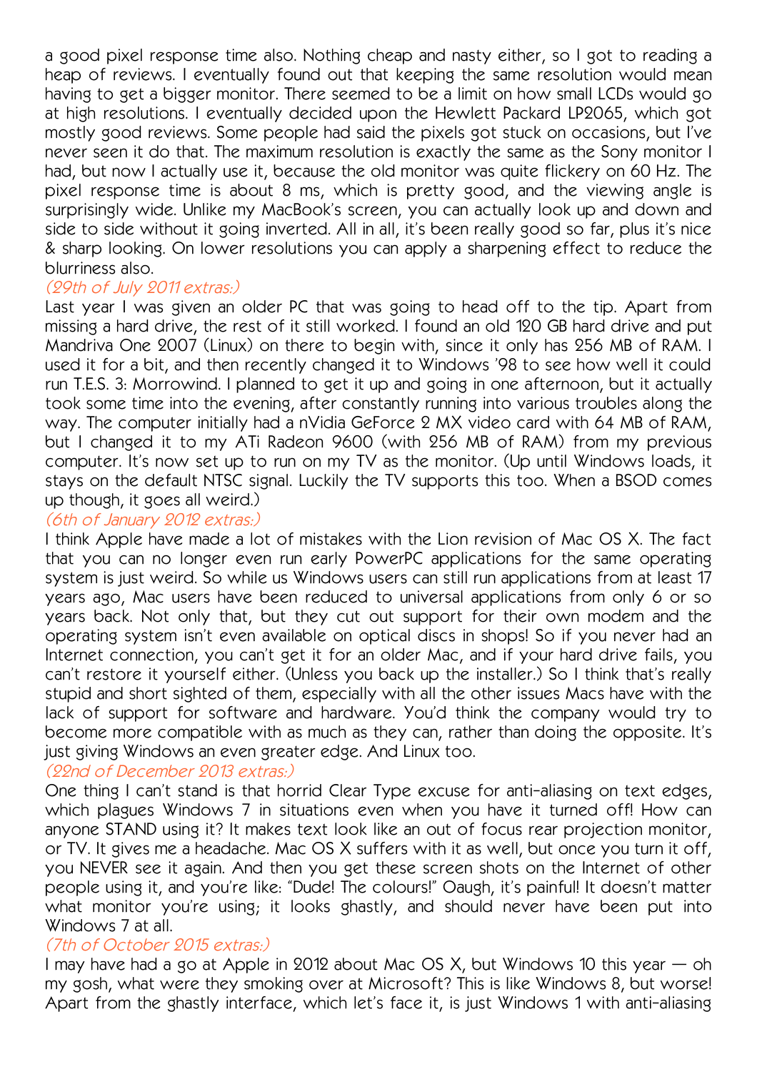a good pixel response time also. Nothing cheap and nasty either, so I got to reading a heap of reviews. I eventually found out that keeping the same resolution would mean having to get a bigger monitor. There seemed to be a limit on how small LCDs would go at high resolutions. I eventually decided upon the Hewlett Packard LP2065, which got mostly good reviews. Some people had said the pixels got stuck on occasions, but I've never seen it do that. The maximum resolution is exactly the same as the Sony monitor I had, but now I actually use it, because the old monitor was quite flickery on 60 Hz. The pixel response time is about 8 ms, which is pretty good, and the viewing angle is surprisingly wide. Unlike my MacBook's screen, you can actually look up and down and side to side without it going inverted. All in all, it's been really good so far, plus it's nice & sharp looking. On lower resolutions you can apply a sharpening effect to reduce the blurriness also.

*(29th of July 2011 extras:)*

Last year I was given an older PC that was going to head off to the tip. Apart from missing a hard drive, the rest of it still worked. I found an old 120 GB hard drive and put Mandriva One 2007 (Linux) on there to begin with, since it only has 256 MB of RAM. I used it for a bit, and then recently changed it to Windows '98 to see how well it could run T.E.S. 3: Morrowind. I planned to get it up and going in one afternoon, but it actually took some time into the evening, after constantly running into various troubles along the way. The computer initially had a nVidia GeForce 2 MX video card with 64 MB of RAM, but I changed it to my ATi Radeon 9600 (with 256 MB of RAM) from my previous computer. It's now set up to run on my TV as the monitor. (Up until Windows loads, it stays on the default NTSC signal. Luckily the TV supports this too. When a BSOD comes up though, it goes all weird.)

*(6th of January 2012 extras:)*

I think Apple have made a lot of mistakes with the Lion revision of Mac OS X. The fact that you can no longer even run early PowerPC applications for the same operating system is just weird. So while us Windows users can still run applications from at least 17 years ago, Mac users have been reduced to universal applications from only 6 or so years back. Not only that, but they cut out support for their own modem and the operating system isn't even available on optical discs in shops! So if you never had an Internet connection, you can't get it for an older Mac, and if your hard drive fails, you can't restore it yourself either. (Unless you back up the installer.) So I think that's really stupid and short sighted of them, especially with all the other issues Macs have with the lack of support for software and hardware. You'd think the company would try to become more compatible with as much as they can, rather than doing the opposite. It's just giving Windows an even greater edge. And Linux too.

*(22nd of December 2013 extras:)*

One thing I can't stand is that horrid Clear Type excuse for anti-aliasing on text edges, which plagues Windows 7 in situations even when you have it turned off! How can anyone STAND using it? It makes text look like an out of focus rear projection monitor, or TV. It gives me a headache. Mac OS X suffers with it as well, but once you turn it off, you NEVER see it again. And then you get these screen shots on the Internet of other people using it, and you're like: "Dude! The colours!" Oaugh, it's painful! It doesn't matter what monitor you're using; it looks ghastly, and should never have been put into Windows 7 at all.

*(7th of October 2015 extras:)*

I may have had a go at Apple in 2012 about Mac OS X, but Windows 10 this year — oh my gosh, what were they smoking over at Microsoft? This is like Windows 8, but worse! Apart from the ghastly interface, which let's face it, is just Windows 1 with anti-aliasing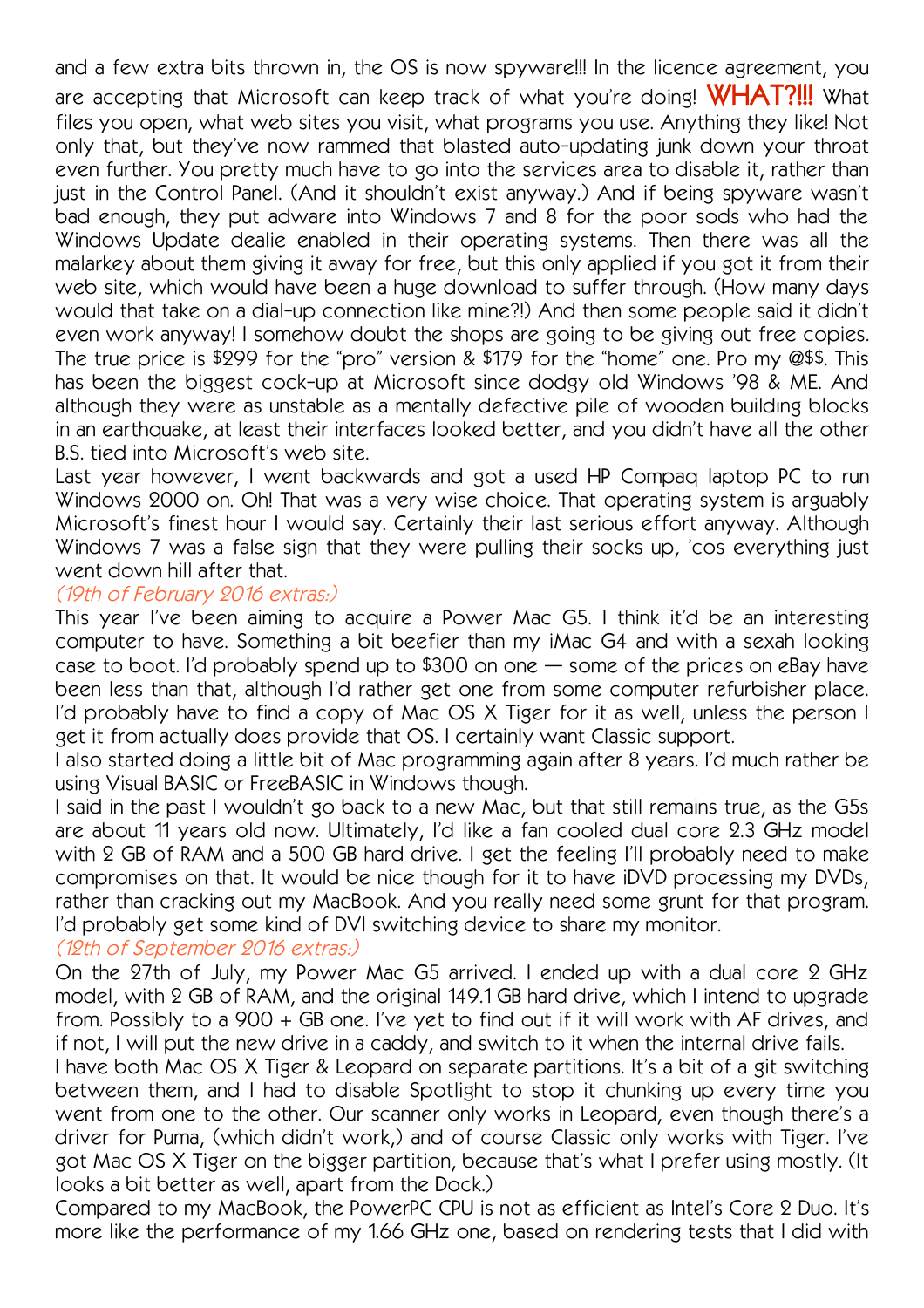and a few extra bits thrown in, the OS is now spyware!!! In the licence agreement, you are accepting that Microsoft can keep track of what you're doing! **WHAT?!!!** What files you open, what web sites you visit, what programs you use. Anything they like! Not only that, but they've now rammed that blasted auto-updating junk down your throat even further. You pretty much have to go into the services area to disable it, rather than just in the Control Panel. (And it shouldn't exist anyway.) And if being spyware wasn't bad enough, they put adware into Windows 7 and 8 for the poor sods who had the Windows Update dealie enabled in their operating systems. Then there was all the malarkey about them giving it away for free, but this only applied if you got it from their web site, which would have been a huge download to suffer through. (How many days would that take on a dial-up connection like mine?!) And then some people said it didn't even work anyway! I somehow doubt the shops are going to be giving out free copies. The true price is $299 for the "pro" version & $179 for the "home" one. Pro my @$$. This has been the biggest cock-up at Microsoft since dodgy old Windows '98 & ME. And although they were as unstable as a mentally defective pile of wooden building blocks in an earthquake, at least their interfaces looked better, and you didn't have all the other B.S. tied into Microsoft's web site.

Last year however, I went backwards and got a used HP Compaq laptop PC to run Windows 2000 on. Oh! That was a very wise choice. That operating system is arguably Microsoft's finest hour I would say. Certainly their last serious effort anyway. Although Windows 7 was a false sign that they were pulling their socks up, 'cos everything just went down hill after that.

*(19th of February 2016 extras:)*

This year I've been aiming to acquire a Power Mac G5. I think it'd be an interesting computer to have. Something a bit beefier than my iMac G4 and with a sexah looking case to boot. I'd probably spend up to $300 on one — some of the prices on eBay have been less than that, although I'd rather get one from some computer refurbisher place. I'd probably have to find a copy of Mac OS X Tiger for it as well, unless the person I get it from actually does provide that OS. I certainly want Classic support.

I also started doing a little bit of Mac programming again after 8 years. I'd much rather be using Visual BASIC or FreeBASIC in Windows though.

I said in the past I wouldn't go back to a new Mac, but that still remains true, as the G5s are about 11 years old now. Ultimately, I'd like a fan cooled dual core 2.3 GHz model with 2 GB of RAM and a 500 GB hard drive. I get the feeling I'll probably need to make compromises on that. It would be nice though for it to have iDVD processing my DVDs, rather than cracking out my MacBook. And you really need some grunt for that program. I'd probably get some kind of DVI switching device to share my monitor.

*(12th of September 2016 extras:)*

On the 27th of July, my Power Mac G5 arrived. I ended up with a dual core 2 GHz model, with 2 GB of RAM, and the original 149.1 GB hard drive, which I intend to upgrade from. Possibly to a 900 + GB one. I've yet to find out if it will work with AF drives, and if not, I will put the new drive in a caddy, and switch to it when the internal drive fails.

I have both Mac OS X Tiger & Leopard on separate partitions. It's a bit of a git switching between them, and I had to disable Spotlight to stop it chunking up every time you went from one to the other. Our scanner only works in Leopard, even though there's a driver for Puma, (which didn't work,) and of course Classic only works with Tiger. I've got Mac OS X Tiger on the bigger partition, because that's what I prefer using mostly. (It looks a bit better as well, apart from the Dock.)

Compared to my MacBook, the PowerPC CPU is not as efficient as Intel's Core 2 Duo. It's more like the performance of my 1.66 GHz one, based on rendering tests that I did with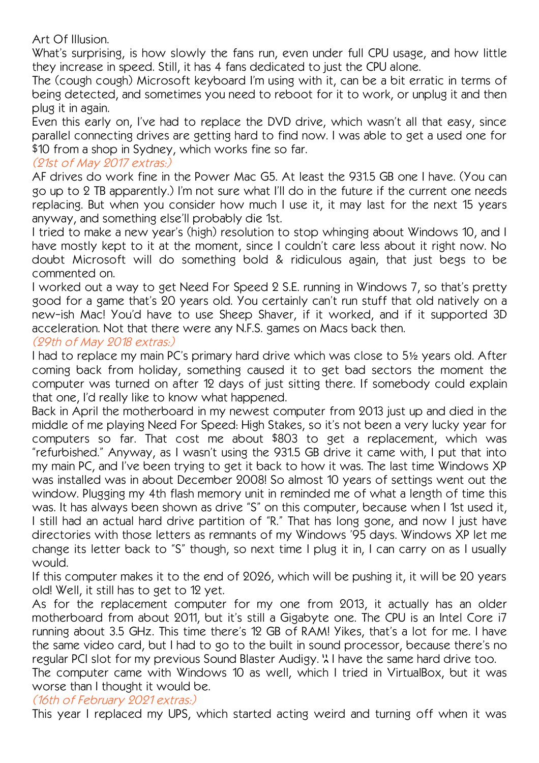Art Of Illusion.

What's surprising, is how slowly the fans run, even under full CPU usage, and how little they increase in speed. Still, it has 4 fans dedicated to just the CPU alone.

The (cough cough) Microsoft keyboard I'm using with it, can be a bit erratic in terms of being detected, and sometimes you need to reboot for it to work, or unplug it and then plug it in again.

Even this early on, I've had to replace the DVD drive, which wasn't all that easy, since parallel connecting drives are getting hard to find now. I was able to get a used one for $10 from a shop in Sydney, which works fine so far.

*(21st of May 2017 extras:)*

AF drives do work fine in the Power Mac G5. At least the 931.5 GB one I have. (You can go up to 2 TB apparently.) I'm not sure what I'll do in the future if the current one needs replacing. But when you consider how much I use it, it may last for the next 15 years anyway, and something else'll probably die 1st.

I tried to make a new year's (high) resolution to stop whinging about Windows 10, and I have mostly kept to it at the moment, since I couldn't care less about it right now. No doubt Microsoft will do something bold & ridiculous again, that just begs to be commented on.

I worked out a way to get Need For Speed 2 S.E. running in Windows 7, so that's pretty good for a game that's 20 years old. You certainly can't run stuff that old natively on a new-ish Mac! You'd have to use Sheep Shaver, if it worked, and if it supported 3D acceleration. Not that there were any N.F.S. games on Macs back then.

*(29th of May 2018 extras:)*

I had to replace my main PC's primary hard drive which was close to 5½ years old. After coming back from holiday, something caused it to get bad sectors the moment the computer was turned on after 12 days of just sitting there. If somebody could explain that one, I'd really like to know what happened.

Back in April the motherboard in my newest computer from 2013 just up and died in the middle of me playing Need For Speed: High Stakes, so it's not been a very lucky year for computers so far. That cost me about $803 to get a replacement, which was "refurbished." Anyway, as I wasn't using the 931.5 GB drive it came with, I put that into my main PC, and I've been trying to get it back to how it was. The last time Windows XP was installed was in about December 2008! So almost 10 years of settings went out the window. Plugging my 4th flash memory unit in reminded me of what a length of time this was. It has always been shown as drive "S" on this computer, because when I 1st used it, I still had an actual hard drive partition of "R." That has long gone, and now I just have directories with those letters as remnants of my Windows '95 days. Windows XP let me change its letter back to "S" though, so next time I plug it in, I can carry on as I usually would.

If this computer makes it to the end of 2026, which will be pushing it, it will be 20 years old! Well, it still has to get to 12 yet.

As for the replacement computer for my one from 2013, it actually has an older motherboard from about 2011, but it's still a Gigabyte one. The CPU is an Intel Core i7 running about 3.5 GHz. This time there's 12 GB of RAM! Yikes, that's a lot for me. I have the same video card, but I had to go to the built in sound processor, because there's no regular PCI slot for my previous Sound Blaster Audigy. '҂ I have the same hard drive too.

The computer came with Windows 10 as well, which I tried in VirtualBox, but it was worse than I thought it would be.

*(16th of February 2021 extras:)*

This year I replaced my UPS, which started acting weird and turning off when it was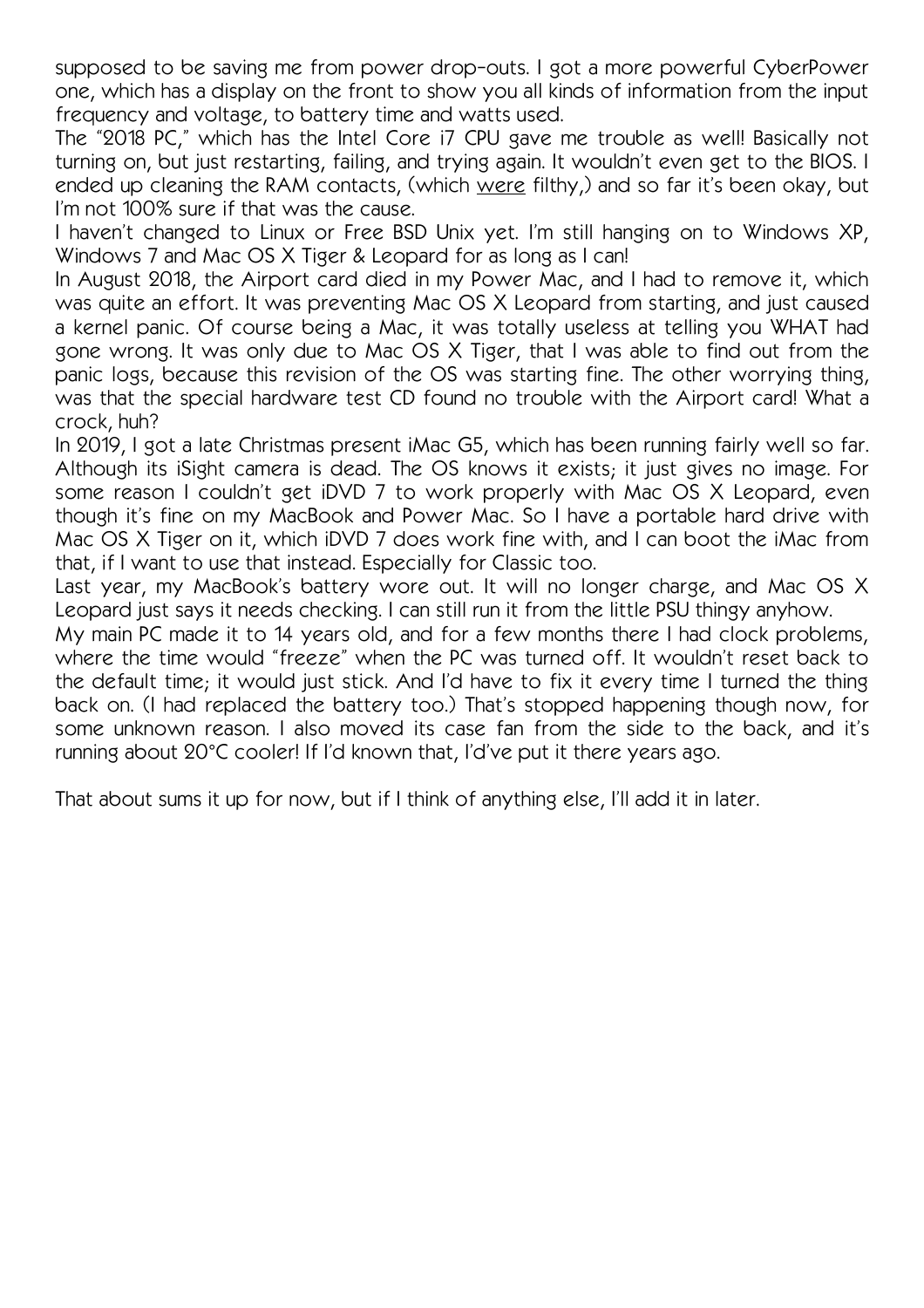supposed to be saving me from power drop-outs. I got a more powerful CyberPower one, which has a display on the front to show you all kinds of information from the input frequency and voltage, to battery time and watts used.

The "2018 PC," which has the Intel Core i7 CPU gave me trouble as well! Basically not turning on, but just restarting, failing, and trying again. It wouldn't even get to the BIOS. I ended up cleaning the RAM contacts, (which <u>were</u> filthy,) and so far it's been okay, but I'm not 100% sure if that was the cause.

I haven't changed to Linux or Free BSD Unix yet. I'm still hanging on to Windows XP, Windows 7 and Mac OS X Tiger & Leopard for as long as I can!

In August 2018, the Airport card died in my Power Mac, and I had to remove it, which was quite an effort. It was preventing Mac OS X Leopard from starting, and just caused a kernel panic. Of course being a Mac, it was totally useless at telling you WHAT had gone wrong. It was only due to Mac OS X Tiger, that I was able to find out from the panic logs, because this revision of the OS was starting fine. The other worrying thing, was that the special hardware test CD found no trouble with the Airport card! What a crock, huh?

In 2019, I got a late Christmas present iMac G5, which has been running fairly well so far. Although its iSight camera is dead. The OS knows it exists; it just gives no image. For some reason I couldn't get iDVD 7 to work properly with Mac OS X Leopard, even though it's fine on my MacBook and Power Mac. So I have a portable hard drive with Mac OS X Tiger on it, which iDVD 7 does work fine with, and I can boot the iMac from that, if I want to use that instead. Especially for Classic too.

Last year, my MacBook's battery wore out. It will no longer charge, and Mac OS X Leopard just says it needs checking. I can still run it from the little PSU thingy anyhow.

My main PC made it to 14 years old, and for a few months there I had clock problems, where the time would "freeze" when the PC was turned off. It wouldn't reset back to the default time; it would just stick. And I'd have to fix it every time I turned the thing back on. (I had replaced the battery too.) That's stopped happening though now, for some unknown reason. I also moved its case fan from the side to the back, and it's running about 20°C cooler! If I'd known that, I'd've put it there years ago.

That about sums it up for now, but if I think of anything else, I'll add it in later.